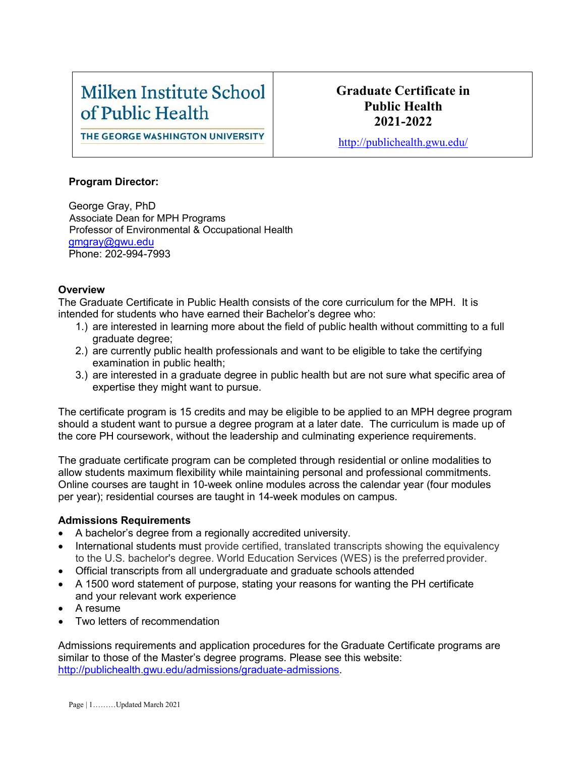| Milken Institute School of Public Health<br>THE GEORGE WASHINGTON UNIVERSITY | **Graduate Certificate in Public Health 2021-2022**<br>http://publichealth.gwu.edu/ |
|---|---|

**Program Director:**

George Gray, PhD
Associate Dean for MPH Programs
Professor of Environmental & Occupational Health
gmgray@gwu.edu
Phone: 202-994-7993

**Overview**

The Graduate Certificate in Public Health consists of the core curriculum for the MPH. It is intended for students who have earned their Bachelor's degree who:

1.) are interested in learning more about the field of public health without committing to a full graduate degree;
2.) are currently public health professionals and want to be eligible to take the certifying examination in public health;
3.) are interested in a graduate degree in public health but are not sure what specific area of expertise they might want to pursue.

The certificate program is 15 credits and may be eligible to be applied to an MPH degree program should a student want to pursue a degree program at a later date. The curriculum is made up of the core PH coursework, without the leadership and culminating experience requirements.

The graduate certificate program can be completed through residential or online modalities to allow students maximum flexibility while maintaining personal and professional commitments. Online courses are taught in 10-week online modules across the calendar year (four modules per year); residential courses are taught in 14-week modules on campus.

**Admissions Requirements**

- A bachelor's degree from a regionally accredited university.
- International students must provide certified, translated transcripts showing the equivalency to the U.S. bachelor's degree. World Education Services (WES) is the preferred provider.
- Official transcripts from all undergraduate and graduate schools attended
- A 1500 word statement of purpose, stating your reasons for wanting the PH certificate and your relevant work experience
- A resume
- Two letters of recommendation

Admissions requirements and application procedures for the Graduate Certificate programs are similar to those of the Master's degree programs. Please see this website: http://publichealth.gwu.edu/admissions/graduate-admissions.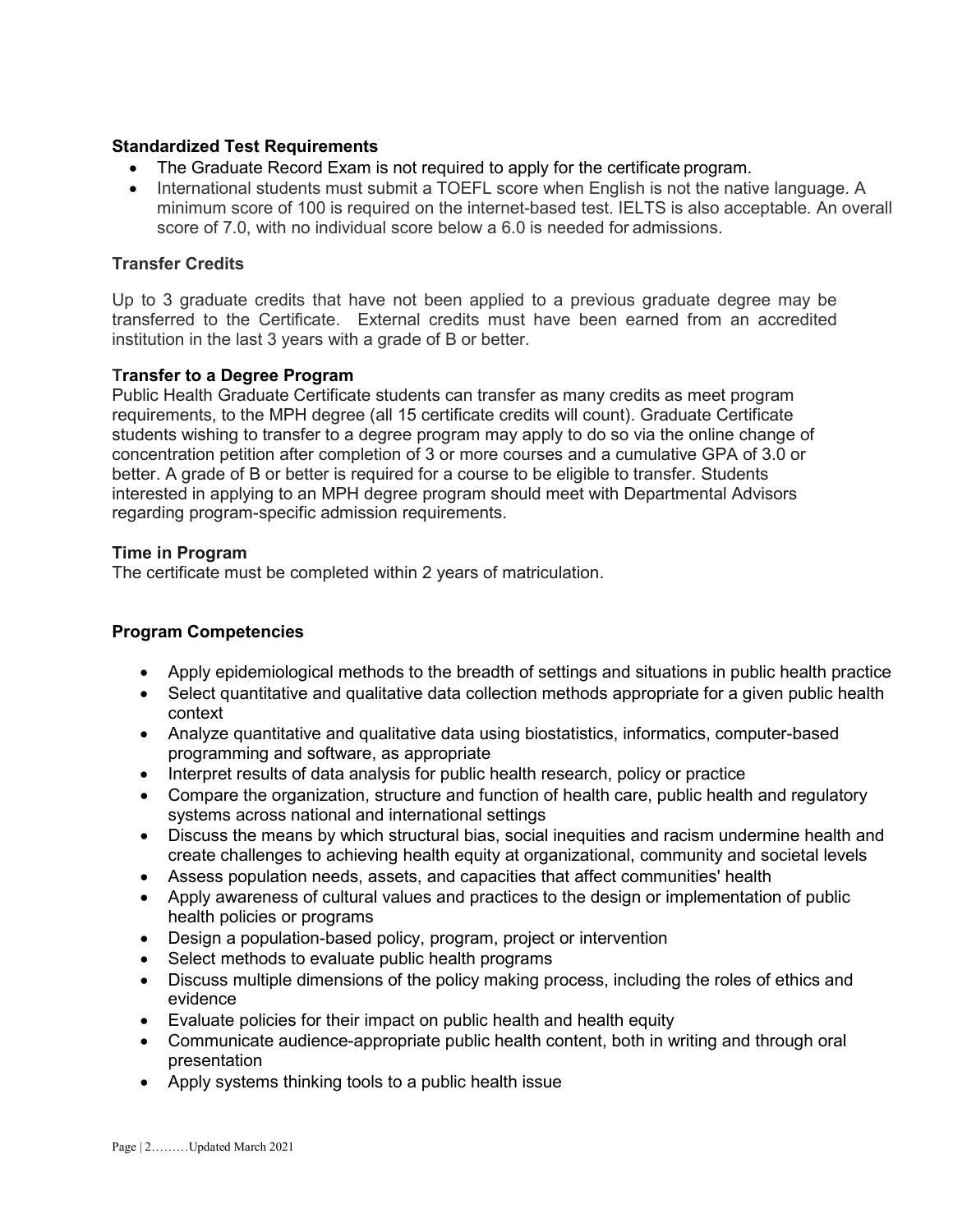**Standardized Test Requirements**

- The Graduate Record Exam is not required to apply for the certificate program.
- International students must submit a TOEFL score when English is not the native language. A minimum score of 100 is required on the internet-based test. IELTS is also acceptable. An overall score of 7.0, with no individual score below a 6.0 is needed for admissions.

**Transfer Credits**

Up to 3 graduate credits that have not been applied to a previous graduate degree may be transferred to the Certificate. External credits must have been earned from an accredited institution in the last 3 years with a grade of B or better.

**Transfer to a Degree Program**

Public Health Graduate Certificate students can transfer as many credits as meet program requirements, to the MPH degree (all 15 certificate credits will count). Graduate Certificate students wishing to transfer to a degree program may apply to do so via the online change of concentration petition after completion of 3 or more courses and a cumulative GPA of 3.0 or better. A grade of B or better is required for a course to be eligible to transfer. Students interested in applying to an MPH degree program should meet with Departmental Advisors regarding program-specific admission requirements.

**Time in Program**

The certificate must be completed within 2 years of matriculation.

**Program Competencies**

- Apply epidemiological methods to the breadth of settings and situations in public health practice
- Select quantitative and qualitative data collection methods appropriate for a given public health context
- Analyze quantitative and qualitative data using biostatistics, informatics, computer-based programming and software, as appropriate
- Interpret results of data analysis for public health research, policy or practice
- Compare the organization, structure and function of health care, public health and regulatory systems across national and international settings
- Discuss the means by which structural bias, social inequities and racism undermine health and create challenges to achieving health equity at organizational, community and societal levels
- Assess population needs, assets, and capacities that affect communities' health
- Apply awareness of cultural values and practices to the design or implementation of public health policies or programs
- Design a population-based policy, program, project or intervention
- Select methods to evaluate public health programs
- Discuss multiple dimensions of the policy making process, including the roles of ethics and evidence
- Evaluate policies for their impact on public health and health equity
- Communicate audience-appropriate public health content, both in writing and through oral presentation
- Apply systems thinking tools to a public health issue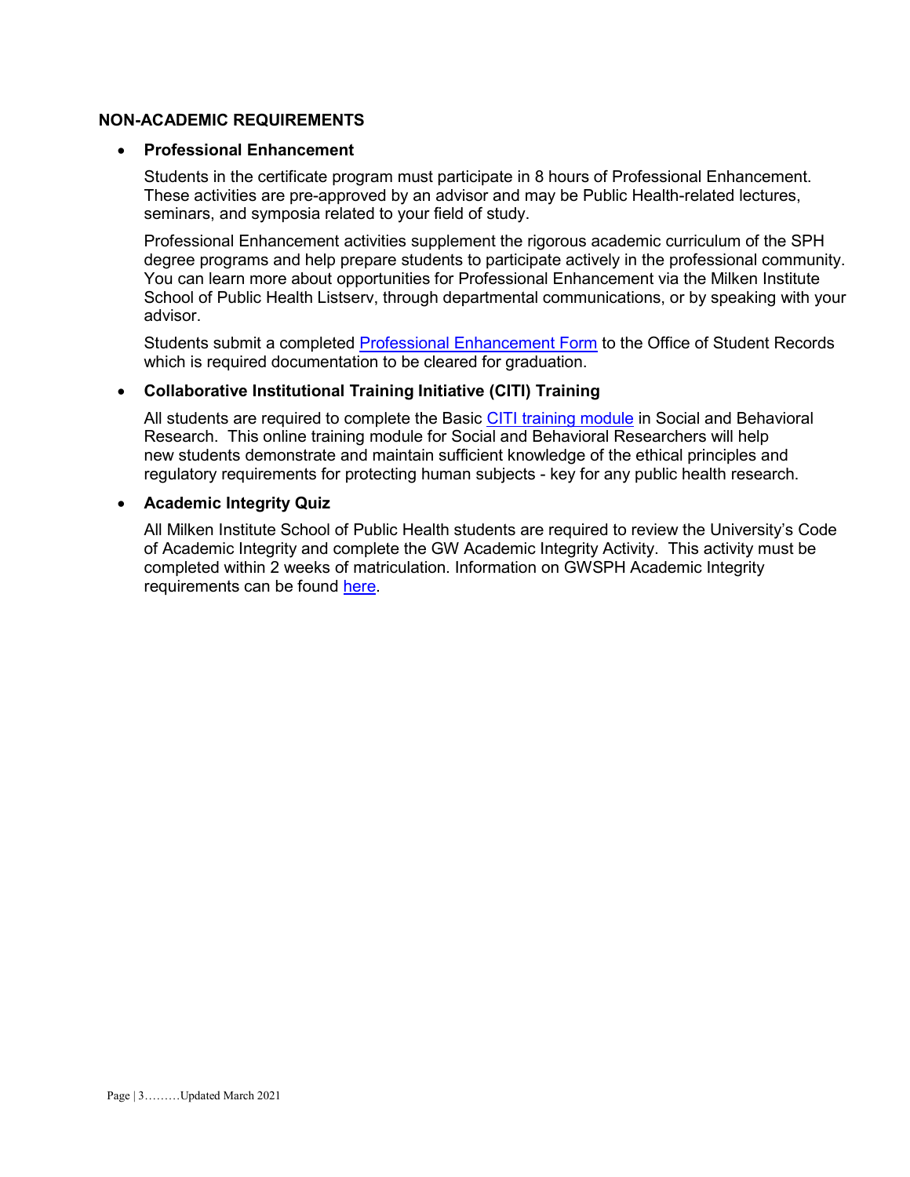## NON-ACADEMIC REQUIREMENTS

- **Professional Enhancement**

  Students in the certificate program must participate in 8 hours of Professional Enhancement. These activities are pre-approved by an advisor and may be Public Health-related lectures, seminars, and symposia related to your field of study.

  Professional Enhancement activities supplement the rigorous academic curriculum of the SPH degree programs and help prepare students to participate actively in the professional community. You can learn more about opportunities for Professional Enhancement via the Milken Institute School of Public Health Listserv, through departmental communications, or by speaking with your advisor.

  Students submit a completed Professional Enhancement Form to the Office of Student Records which is required documentation to be cleared for graduation.

- **Collaborative Institutional Training Initiative (CITI) Training**

  All students are required to complete the Basic CITI training module in Social and Behavioral Research. This online training module for Social and Behavioral Researchers will help new students demonstrate and maintain sufficient knowledge of the ethical principles and regulatory requirements for protecting human subjects - key for any public health research.

- **Academic Integrity Quiz**

  All Milken Institute School of Public Health students are required to review the University's Code of Academic Integrity and complete the GW Academic Integrity Activity. This activity must be completed within 2 weeks of matriculation. Information on GWSPH Academic Integrity requirements can be found here.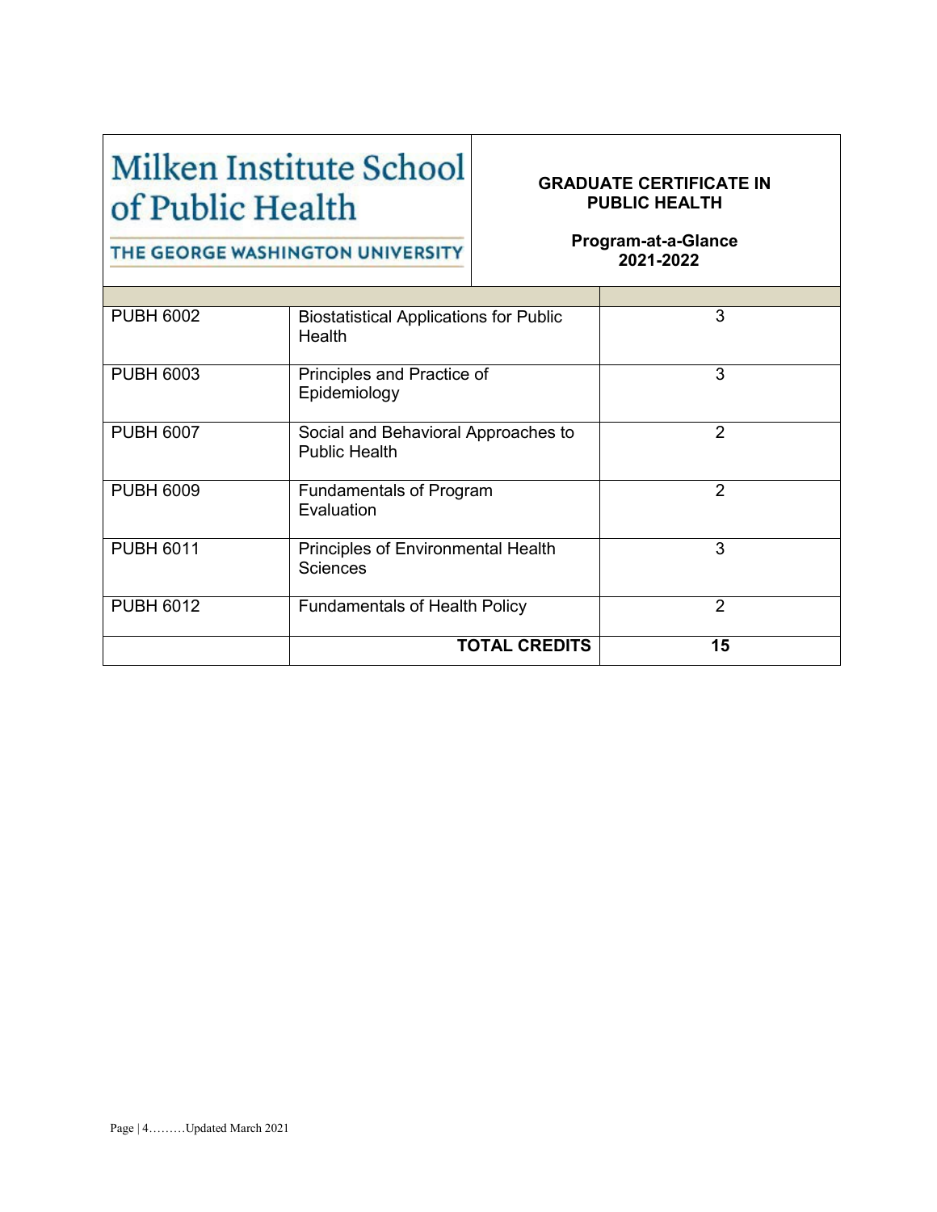Milken Institute School of Public Health

THE GEORGE WASHINGTON UNIVERSITY

**GRADUATE CERTIFICATE IN PUBLIC HEALTH**

**Program-at-a-Glance 2021-2022**

| | | |
|---|---|---|
| PUBH 6002 | Biostatistical Applications for Public Health | 3 |
| PUBH 6003 | Principles and Practice of Epidemiology | 3 |
| PUBH 6007 | Social and Behavioral Approaches to Public Health | 2 |
| PUBH 6009 | Fundamentals of Program Evaluation | 2 |
| PUBH 6011 | Principles of Environmental Health Sciences | 3 |
| PUBH 6012 | Fundamentals of Health Policy | 2 |
| | **TOTAL CREDITS** | **15** |

Updated March 2021